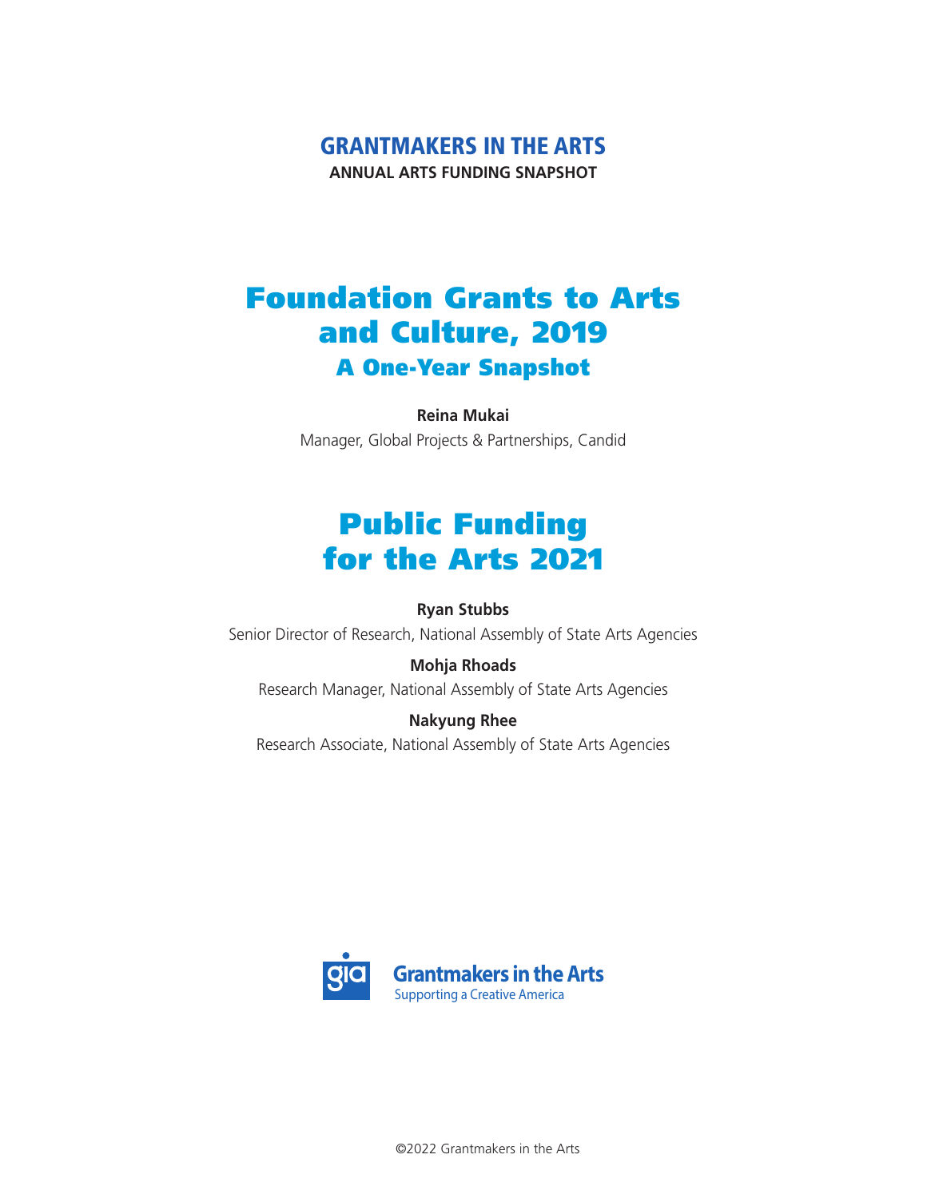**GRANTMAKERS IN THE ARTS**

**ANNUAL ARTS FUNDING SNAPSHOT**

# Foundation Grants to Arts and Culture, 2019

## A One-Year Snapshot

**Reina Mukai**

Manager, Global Projects & Partnerships, Candid

# Public Funding for the Arts 2021

**Ryan Stubbs**

Senior Director of Research, National Assembly of State Arts Agencies

**Mohja Rhoads**

Research Manager, National Assembly of State Arts Agencies

**Nakyung Rhee**

Research Associate, National Assembly of State Arts Agencies

gia Grantmakers in the Arts

Supporting a Creative America

©2022 Grantmakers in the Arts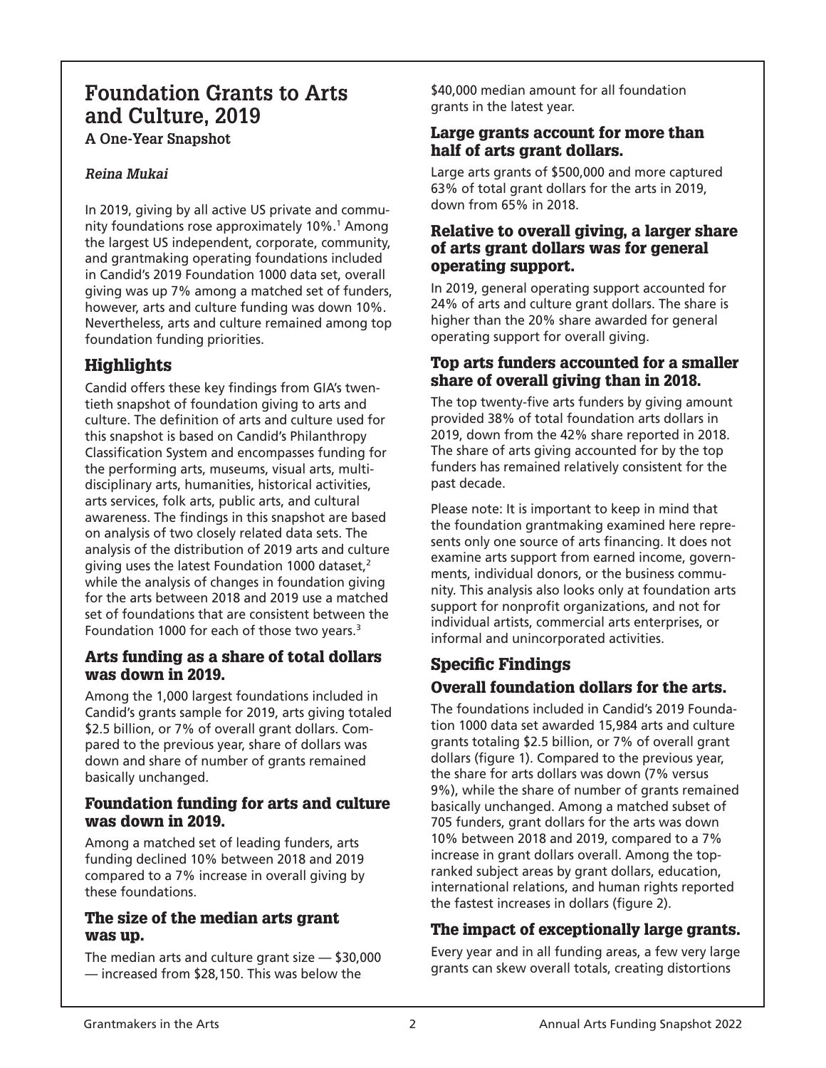# Foundation Grants to Arts and Culture, 2019

**A One-Year Snapshot**

*Reina Mukai*

In 2019, giving by all active US private and community foundations rose approximately 10%.[1] Among the largest US independent, corporate, community, and grantmaking operating foundations included in Candid's 2019 Foundation 1000 data set, overall giving was up 7% among a matched set of funders, however, arts and culture funding was down 10%. Nevertheless, arts and culture remained among top foundation funding priorities.

## Highlights

Candid offers these key findings from GIA's twentieth snapshot of foundation giving to arts and culture. The definition of arts and culture used for this snapshot is based on Candid's Philanthropy Classification System and encompasses funding for the performing arts, museums, visual arts, multidisciplinary arts, humanities, historical activities, arts services, folk arts, public arts, and cultural awareness. The findings in this snapshot are based on analysis of two closely related data sets. The analysis of the distribution of 2019 arts and culture giving uses the latest Foundation 1000 dataset,[2] while the analysis of changes in foundation giving for the arts between 2018 and 2019 use a matched set of foundations that are consistent between the Foundation 1000 for each of those two years.[3]

### Arts funding as a share of total dollars was down in 2019.

Among the 1,000 largest foundations included in Candid's grants sample for 2019, arts giving totaled \$2.5 billion, or 7% of overall grant dollars. Compared to the previous year, share of dollars was down and share of number of grants remained basically unchanged.

### Foundation funding for arts and culture was down in 2019.

Among a matched set of leading funders, arts funding declined 10% between 2018 and 2019 compared to a 7% increase in overall giving by these foundations.

### The size of the median arts grant was up.

The median arts and culture grant size — \$30,000 — increased from \$28,150. This was below the \$40,000 median amount for all foundation grants in the latest year.

### Large grants account for more than half of arts grant dollars.

Large arts grants of \$500,000 and more captured 63% of total grant dollars for the arts in 2019, down from 65% in 2018.

### Relative to overall giving, a larger share of arts grant dollars was for general operating support.

In 2019, general operating support accounted for 24% of arts and culture grant dollars. The share is higher than the 20% share awarded for general operating support for overall giving.

### Top arts funders accounted for a smaller share of overall giving than in 2018.

The top twenty-five arts funders by giving amount provided 38% of total foundation arts dollars in 2019, down from the 42% share reported in 2018. The share of arts giving accounted for by the top funders has remained relatively consistent for the past decade.

Please note: It is important to keep in mind that the foundation grantmaking examined here represents only one source of arts financing. It does not examine arts support from earned income, governments, individual donors, or the business community. This analysis also looks only at foundation arts support for nonprofit organizations, and not for individual artists, commercial arts enterprises, or informal and unincorporated activities.

## Specific Findings

### Overall foundation dollars for the arts.

The foundations included in Candid's 2019 Foundation 1000 data set awarded 15,984 arts and culture grants totaling \$2.5 billion, or 7% of overall grant dollars (figure 1). Compared to the previous year, the share for arts dollars was down (7% versus 9%), while the share of number of grants remained basically unchanged. Among a matched subset of 705 funders, grant dollars for the arts was down 10% between 2018 and 2019, compared to a 7% increase in grant dollars overall. Among the top-ranked subject areas by grant dollars, education, international relations, and human rights reported the fastest increases in dollars (figure 2).

### The impact of exceptionally large grants.

Every year and in all funding areas, a few very large grants can skew overall totals, creating distortions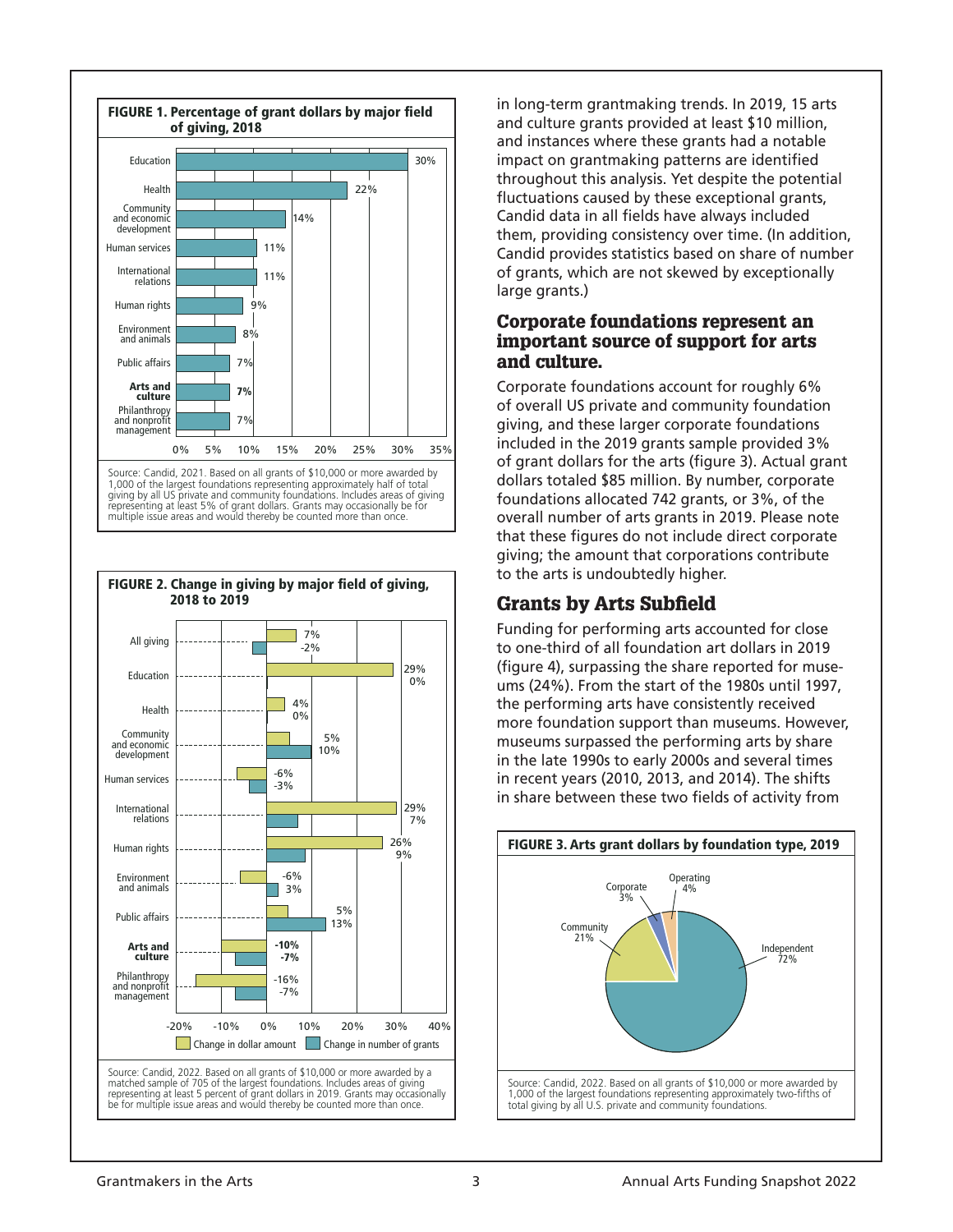**FIGURE 1. Percentage of grant dollars by major field of giving, 2018**

| Field | Percentage |
|---|---|
| Education | 30% |
| Health | 22% |
| Community and economic development | 14% |
| Human services | 11% |
| International relations | 11% |
| Human rights | 9% |
| Environment and animals | 8% |
| Public affairs | 7% |
| **Arts and culture** | **7%** |
| Philanthropy and nonprofit management | 7% |

Source: Candid, 2021. Based on all grants of $10,000 or more awarded by 1,000 of the largest foundations representing approximately half of total giving by all US private and community foundations. Includes areas of giving representing at least 5% of grant dollars. Grants may occasionally be for multiple issue areas and would thereby be counted more than once.

**FIGURE 2. Change in giving by major field of giving, 2018 to 2019**

| Field | Change in dollar amount | Change in number of grants |
|---|---|---|
| All giving | 7% | -2% |
| Education | 29% | 0% |
| Health | 4% | 0% |
| Community and economic development | 5% | 10% |
| Human services | -6% | -3% |
| International relations | 29% | 7% |
| Human rights | 26% | 9% |
| Environment and animals | -6% | 3% |
| Public affairs | 5% | 13% |
| **Arts and culture** | **-10%** | **-7%** |
| Philanthropy and nonprofit management | -16% | -7% |

Source: Candid, 2022. Based on all grants of $10,000 or more awarded by a matched sample of 705 of the largest foundations. Includes areas of giving representing at least 5 percent of grant dollars in 2019. Grants may occasionally be for multiple issue areas and would thereby be counted more than once.

in long-term grantmaking trends. In 2019, 15 arts and culture grants provided at least $10 million, and instances where these grants had a notable impact on grantmaking patterns are identified throughout this analysis. Yet despite the potential fluctuations caused by these exceptional grants, Candid data in all fields have always included them, providing consistency over time. (In addition, Candid provides statistics based on share of number of grants, which are not skewed by exceptionally large grants.)

### Corporate foundations represent an important source of support for arts and culture.

Corporate foundations account for roughly 6% of overall US private and community foundation giving, and these larger corporate foundations included in the 2019 grants sample provided 3% of grant dollars for the arts (figure 3). Actual grant dollars totaled $85 million. By number, corporate foundations allocated 742 grants, or 3%, of the overall number of arts grants in 2019. Please note that these figures do not include direct corporate giving; the amount that corporations contribute to the arts is undoubtedly higher.

## Grants by Arts Subfield

Funding for performing arts accounted for close to one-third of all foundation art dollars in 2019 (figure 4), surpassing the share reported for museums (24%). From the start of the 1980s until 1997, the performing arts have consistently received more foundation support than museums. However, museums surpassed the performing arts by share in the late 1990s to early 2000s and several times in recent years (2010, 2013, and 2014). The shifts in share between these two fields of activity from

**FIGURE 3. Arts grant dollars by foundation type, 2019**

| Foundation type | Share |
|---|---|
| Independent | 72% |
| Community | 21% |
| Operating | 4% |
| Corporate | 3% |

Source: Candid, 2022. Based on all grants of $10,000 or more awarded by 1,000 of the largest foundations representing approximately two-fifths of total giving by all U.S. private and community foundations.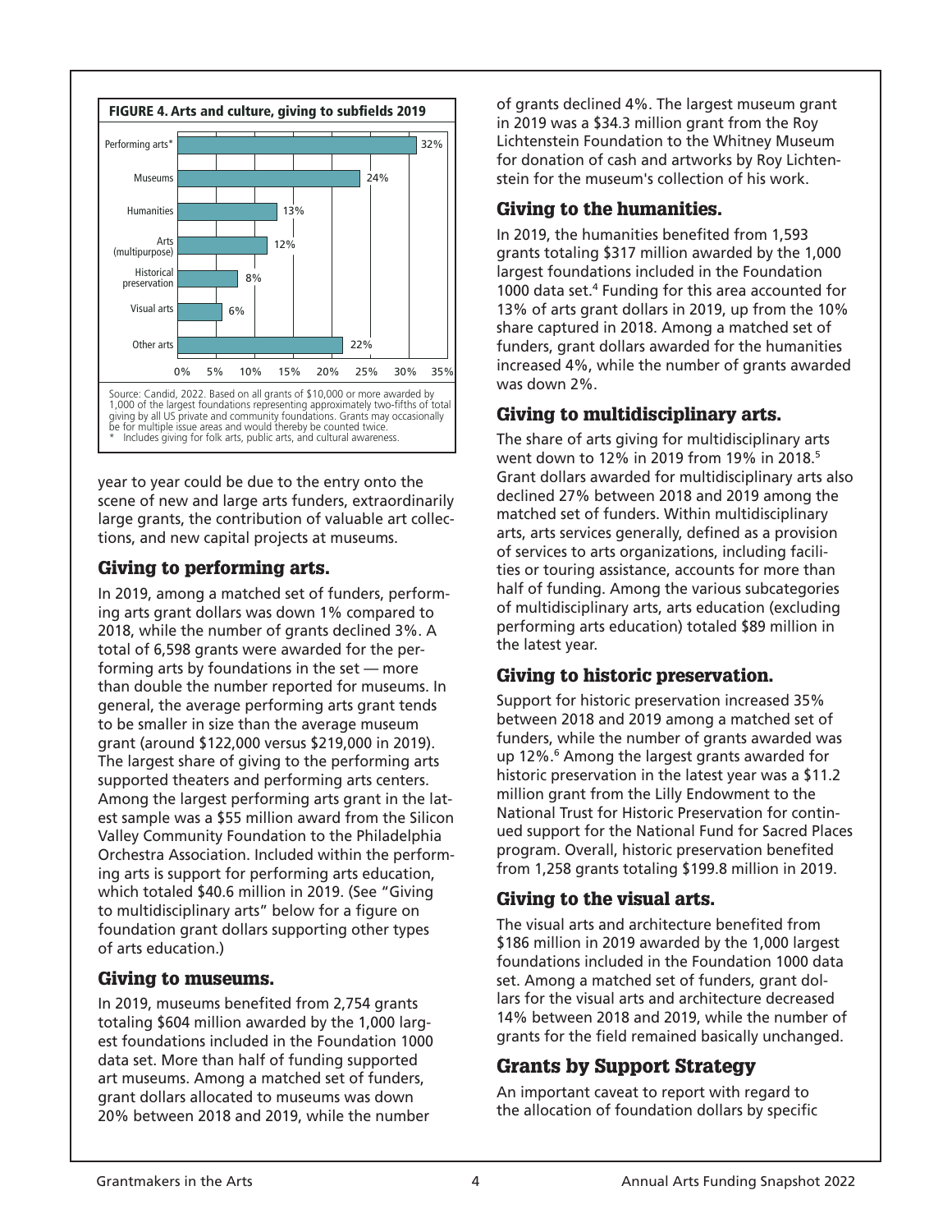**FIGURE 4. Arts and culture, giving to subfields 2019**

| Subfield | Share |
| --- | --- |
| Performing arts* | 32% |
| Museums | 24% |
| Humanities | 13% |
| Arts (multipurpose) | 12% |
| Historical preservation | 8% |
| Visual arts | 6% |
| Other arts | 22% |

Source: Candid, 2022. Based on all grants of $10,000 or more awarded by 1,000 of the largest foundations representing approximately two-fifths of total giving by all US private and community foundations. Grants may occasionally be for multiple issue areas and would thereby be counted twice.
\* Includes giving for folk arts, public arts, and cultural awareness.

year to year could be due to the entry onto the scene of new and large arts funders, extraordinarily large grants, the contribution of valuable art collections, and new capital projects at museums.

## Giving to performing arts.

In 2019, among a matched set of funders, performing arts grant dollars was down 1% compared to 2018, while the number of grants declined 3%. A total of 6,598 grants were awarded for the performing arts by foundations in the set — more than double the number reported for museums. In general, the average performing arts grant tends to be smaller in size than the average museum grant (around $122,000 versus $219,000 in 2019). The largest share of giving to the performing arts supported theaters and performing arts centers. Among the largest performing arts grant in the latest sample was a $55 million award from the Silicon Valley Community Foundation to the Philadelphia Orchestra Association. Included within the performing arts is support for performing arts education, which totaled $40.6 million in 2019. (See "Giving to multidisciplinary arts" below for a figure on foundation grant dollars supporting other types of arts education.)

## Giving to museums.

In 2019, museums benefited from 2,754 grants totaling $604 million awarded by the 1,000 largest foundations included in the Foundation 1000 data set. More than half of funding supported art museums. Among a matched set of funders, grant dollars allocated to museums was down 20% between 2018 and 2019, while the number of grants declined 4%. The largest museum grant in 2019 was a $34.3 million grant from the Roy Lichtenstein Foundation to the Whitney Museum for donation of cash and artworks by Roy Lichtenstein for the museum's collection of his work.

## Giving to the humanities.

In 2019, the humanities benefited from 1,593 grants totaling $317 million awarded by the 1,000 largest foundations included in the Foundation 1000 data set.[4] Funding for this area accounted for 13% of arts grant dollars in 2019, up from the 10% share captured in 2018. Among a matched set of funders, grant dollars awarded for the humanities increased 4%, while the number of grants awarded was down 2%.

## Giving to multidisciplinary arts.

The share of arts giving for multidisciplinary arts went down to 12% in 2019 from 19% in 2018.[5] Grant dollars awarded for multidisciplinary arts also declined 27% between 2018 and 2019 among the matched set of funders. Within multidisciplinary arts, arts services generally, defined as a provision of services to arts organizations, including facilities or touring assistance, accounts for more than half of funding. Among the various subcategories of multidisciplinary arts, arts education (excluding performing arts education) totaled $89 million in the latest year.

## Giving to historic preservation.

Support for historic preservation increased 35% between 2018 and 2019 among a matched set of funders, while the number of grants awarded was up 12%.[6] Among the largest grants awarded for historic preservation in the latest year was a $11.2 million grant from the Lilly Endowment to the National Trust for Historic Preservation for continued support for the National Fund for Sacred Places program. Overall, historic preservation benefited from 1,258 grants totaling $199.8 million in 2019.

## Giving to the visual arts.

The visual arts and architecture benefited from $186 million in 2019 awarded by the 1,000 largest foundations included in the Foundation 1000 data set. Among a matched set of funders, grant dollars for the visual arts and architecture decreased 14% between 2018 and 2019, while the number of grants for the field remained basically unchanged.

# Grants by Support Strategy

An important caveat to report with regard to the allocation of foundation dollars by specific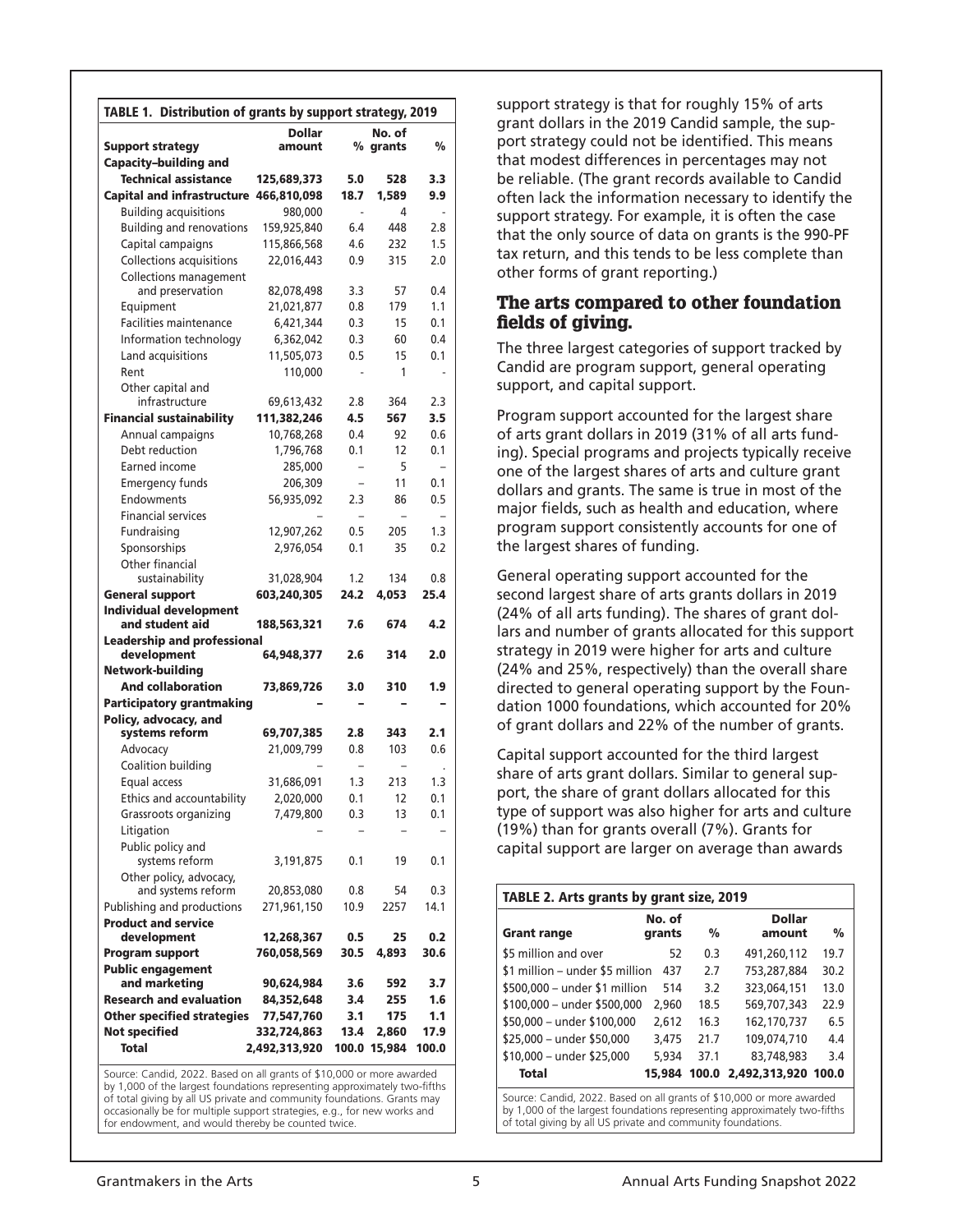**TABLE 1. Distribution of grants by support strategy, 2019**

| Support strategy | Dollar amount | % | No. of grants | % |
|---|---|---|---|---|
| **Capacity–building and Technical assistance** | **125,689,373** | **5.0** | **528** | **3.3** |
| **Capital and infrastructure** | **466,810,098** | **18.7** | **1,589** | **9.9** |
| Building acquisitions | 980,000 | - | 4 | - |
| Building and renovations | 159,925,840 | 6.4 | 448 | 2.8 |
| Capital campaigns | 115,866,568 | 4.6 | 232 | 1.5 |
| Collections acquisitions | 22,016,443 | 0.9 | 315 | 2.0 |
| Collections management and preservation | 82,078,498 | 3.3 | 57 | 0.4 |
| Equipment | 21,021,877 | 0.8 | 179 | 1.1 |
| Facilities maintenance | 6,421,344 | 0.3 | 15 | 0.1 |
| Information technology | 6,362,042 | 0.3 | 60 | 0.4 |
| Land acquisitions | 11,505,073 | 0.5 | 15 | 0.1 |
| Rent | 110,000 | - | 1 | - |
| Other capital and infrastructure | 69,613,432 | 2.8 | 364 | 2.3 |
| **Financial sustainability** | **111,382,246** | **4.5** | **567** | **3.5** |
| Annual campaigns | 10,768,268 | 0.4 | 92 | 0.6 |
| Debt reduction | 1,796,768 | 0.1 | 12 | 0.1 |
| Earned income | 285,000 | – | 5 | – |
| Emergency funds | 206,309 | – | 11 | 0.1 |
| Endowments | 56,935,092 | 2.3 | 86 | 0.5 |
| Financial services | – | – | – | – |
| Fundraising | 12,907,262 | 0.5 | 205 | 1.3 |
| Sponsorships | 2,976,054 | 0.1 | 35 | 0.2 |
| Other financial sustainability | 31,028,904 | 1.2 | 134 | 0.8 |
| **General support** | **603,240,305** | **24.2** | **4,053** | **25.4** |
| **Individual development and student aid** | **188,563,321** | **7.6** | **674** | **4.2** |
| **Leadership and professional development** | **64,948,377** | **2.6** | **314** | **2.0** |
| **Network-building And collaboration** | **73,869,726** | **3.0** | **310** | **1.9** |
| **Participatory grantmaking** | **–** | **–** | **–** | **–** |
| **Policy, advocacy, and systems reform** | **69,707,385** | **2.8** | **343** | **2.1** |
| Advocacy | 21,009,799 | 0.8 | 103 | 0.6 |
| Coalition building | – | – | – | . |
| Equal access | 31,686,091 | 1.3 | 213 | 1.3 |
| Ethics and accountability | 2,020,000 | 0.1 | 12 | 0.1 |
| Grassroots organizing | 7,479,800 | 0.3 | 13 | 0.1 |
| Litigation | – | – | – | – |
| Public policy and systems reform | 3,191,875 | 0.1 | 19 | 0.1 |
| Other policy, advocacy, and systems reform | 20,853,080 | 0.8 | 54 | 0.3 |
| Publishing and productions | 271,961,150 | 10.9 | 2257 | 14.1 |
| **Product and service development** | **12,268,367** | **0.5** | **25** | **0.2** |
| **Program support** | **760,058,569** | **30.5** | **4,893** | **30.6** |
| **Public engagement and marketing** | **90,624,984** | **3.6** | **592** | **3.7** |
| **Research and evaluation** | **84,352,648** | **3.4** | **255** | **1.6** |
| **Other specified strategies** | **77,547,760** | **3.1** | **175** | **1.1** |
| **Not specified** | **332,724,863** | **13.4** | **2,860** | **17.9** |
| **Total** | **2,492,313,920** | **100.0** | **15,984** | **100.0** |

Source: Candid, 2022. Based on all grants of $10,000 or more awarded by 1,000 of the largest foundations representing approximately two-fifths of total giving by all US private and community foundations. Grants may occasionally be for multiple support strategies, e.g., for new works and for endowment, and would thereby be counted twice.

support strategy is that for roughly 15% of arts grant dollars in the 2019 Candid sample, the support strategy could not be identified. This means that modest differences in percentages may not be reliable. (The grant records available to Candid often lack the information necessary to identify the support strategy. For example, it is often the case that the only source of data on grants is the 990-PF tax return, and this tends to be less complete than other forms of grant reporting.)

## The arts compared to other foundation fields of giving.

The three largest categories of support tracked by Candid are program support, general operating support, and capital support.

Program support accounted for the largest share of arts grant dollars in 2019 (31% of all arts funding). Special programs and projects typically receive one of the largest shares of arts and culture grant dollars and grants. The same is true in most of the major fields, such as health and education, where program support consistently accounts for one of the largest shares of funding.

General operating support accounted for the second largest share of arts grants dollars in 2019 (24% of all arts funding). The shares of grant dollars and number of grants allocated for this support strategy in 2019 were higher for arts and culture (24% and 25%, respectively) than the overall share directed to general operating support by the Foundation 1000 foundations, which accounted for 20% of grant dollars and 22% of the number of grants.

Capital support accounted for the third largest share of arts grant dollars. Similar to general support, the share of grant dollars allocated for this type of support was also higher for arts and culture (19%) than for grants overall (7%). Grants for capital support are larger on average than awards

**TABLE 2. Arts grants by grant size, 2019**

| Grant range | No. of grants | % | Dollar amount | % |
|---|---|---|---|---|
| $5 million and over | 52 | 0.3 | 491,260,112 | 19.7 |
| $1 million – under $5 million | 437 | 2.7 | 753,287,884 | 30.2 |
| $500,000 – under $1 million | 514 | 3.2 | 323,064,151 | 13.0 |
| $100,000 – under $500,000 | 2,960 | 18.5 | 569,707,343 | 22.9 |
| $50,000 – under $100,000 | 2,612 | 16.3 | 162,170,737 | 6.5 |
| $25,000 – under $50,000 | 3,475 | 21.7 | 109,074,710 | 4.4 |
| $10,000 – under $25,000 | 5,934 | 37.1 | 83,748,983 | 3.4 |
| **Total** | **15,984** | **100.0** | **2,492,313,920** | **100.0** |

Source: Candid, 2022. Based on all grants of $10,000 or more awarded by 1,000 of the largest foundations representing approximately two-fifths of total giving by all US private and community foundations.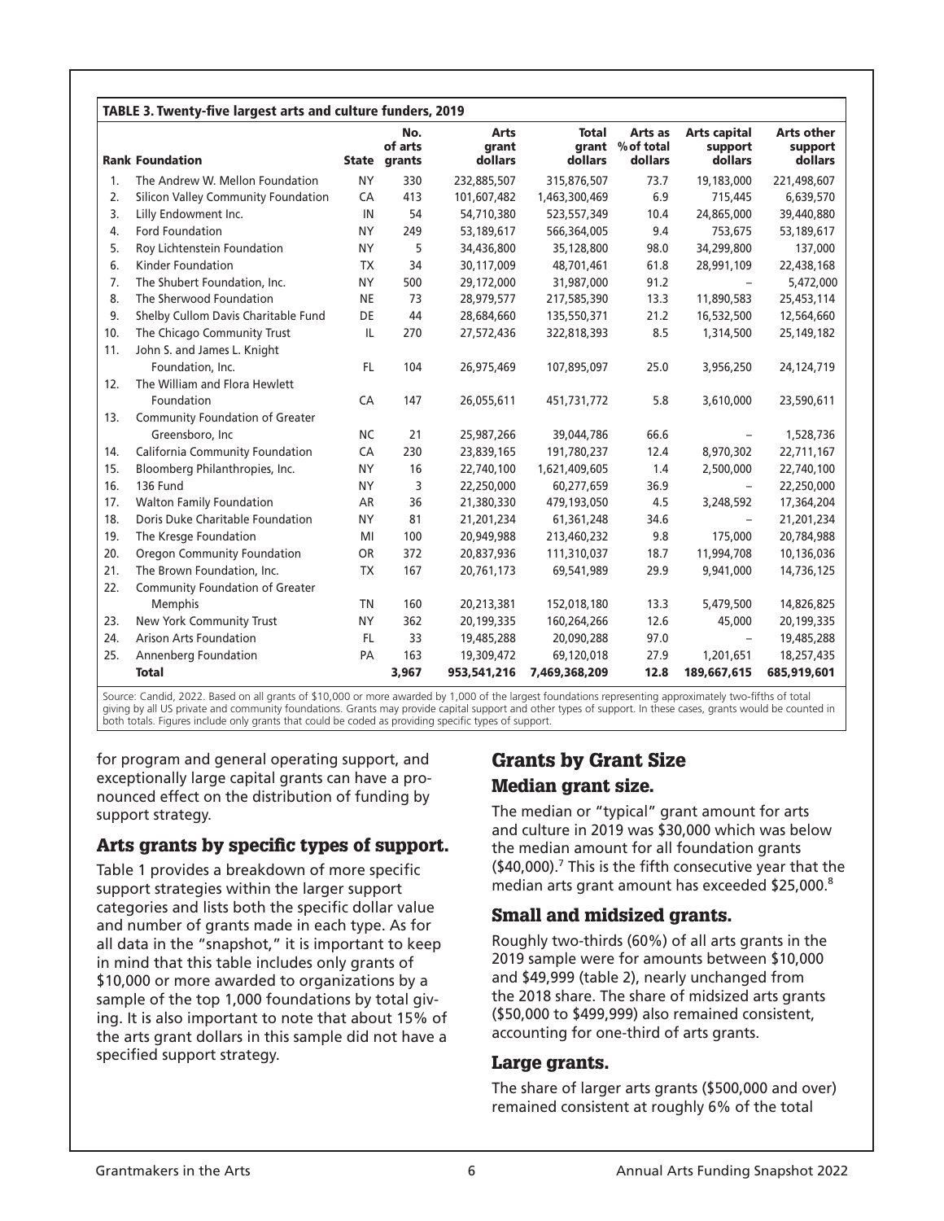**TABLE 3. Twenty-five largest arts and culture funders, 2019**

| Rank | Foundation | State | No. of arts grants | Arts grant dollars | Total grant dollars | Arts as % of total dollars | Arts capital support dollars | Arts other support dollars |
|---|---|---|---|---|---|---|---|---|
| 1. | The Andrew W. Mellon Foundation | NY | 330 | 232,885,507 | 315,876,507 | 73.7 | 19,183,000 | 221,498,607 |
| 2. | Silicon Valley Community Foundation | CA | 413 | 101,607,482 | 1,463,300,469 | 6.9 | 715,445 | 6,639,570 |
| 3. | Lilly Endowment Inc. | IN | 54 | 54,710,380 | 523,557,349 | 10.4 | 24,865,000 | 39,440,880 |
| 4. | Ford Foundation | NY | 249 | 53,189,617 | 566,364,005 | 9.4 | 753,675 | 53,189,617 |
| 5. | Roy Lichtenstein Foundation | NY | 5 | 34,436,800 | 35,128,800 | 98.0 | 34,299,800 | 137,000 |
| 6. | Kinder Foundation | TX | 34 | 30,117,009 | 48,701,461 | 61.8 | 28,991,109 | 22,438,168 |
| 7. | The Shubert Foundation, Inc. | NY | 500 | 29,172,000 | 31,987,000 | 91.2 | – | 5,472,000 |
| 8. | The Sherwood Foundation | NE | 73 | 28,979,577 | 217,585,390 | 13.3 | 11,890,583 | 25,453,114 |
| 9. | Shelby Cullom Davis Charitable Fund | DE | 44 | 28,684,660 | 135,550,371 | 21.2 | 16,532,500 | 12,564,660 |
| 10. | The Chicago Community Trust | IL | 270 | 27,572,436 | 322,818,393 | 8.5 | 1,314,500 | 25,149,182 |
| 11. | John S. and James L. Knight Foundation, Inc. | FL | 104 | 26,975,469 | 107,895,097 | 25.0 | 3,956,250 | 24,124,719 |
| 12. | The William and Flora Hewlett Foundation | CA | 147 | 26,055,611 | 451,731,772 | 5.8 | 3,610,000 | 23,590,611 |
| 13. | Community Foundation of Greater Greensboro, Inc | NC | 21 | 25,987,266 | 39,044,786 | 66.6 | – | 1,528,736 |
| 14. | California Community Foundation | CA | 230 | 23,839,165 | 191,780,237 | 12.4 | 8,970,302 | 22,711,167 |
| 15. | Bloomberg Philanthropies, Inc. | NY | 16 | 22,740,100 | 1,621,409,605 | 1.4 | 2,500,000 | 22,740,100 |
| 16. | 136 Fund | NY | 3 | 22,250,000 | 60,277,659 | 36.9 | – | 22,250,000 |
| 17. | Walton Family Foundation | AR | 36 | 21,380,330 | 479,193,050 | 4.5 | 3,248,592 | 17,364,204 |
| 18. | Doris Duke Charitable Foundation | NY | 81 | 21,201,234 | 61,361,248 | 34.6 | – | 21,201,234 |
| 19. | The Kresge Foundation | MI | 100 | 20,949,988 | 213,460,232 | 9.8 | 175,000 | 20,784,988 |
| 20. | Oregon Community Foundation | OR | 372 | 20,837,936 | 111,310,037 | 18.7 | 11,994,708 | 10,136,036 |
| 21. | The Brown Foundation, Inc. | TX | 167 | 20,761,173 | 69,541,989 | 29.9 | 9,941,000 | 14,736,125 |
| 22. | Community Foundation of Greater Memphis | TN | 160 | 20,213,381 | 152,018,180 | 13.3 | 5,479,500 | 14,826,825 |
| 23. | New York Community Trust | NY | 362 | 20,199,335 | 160,264,266 | 12.6 | 45,000 | 20,199,335 |
| 24. | Arison Arts Foundation | FL | 33 | 19,485,288 | 20,090,288 | 97.0 | – | 19,485,288 |
| 25. | Annenberg Foundation | PA | 163 | 19,309,472 | 69,120,018 | 27.9 | 1,201,651 | 18,257,435 |
| | **Total** | | **3,967** | **953,541,216** | **7,469,368,209** | **12.8** | **189,667,615** | **685,919,601** |

Source: Candid, 2022. Based on all grants of $10,000 or more awarded by 1,000 of the largest foundations representing approximately two-fifths of total giving by all US private and community foundations. Grants may provide capital support and other types of support. In these cases, grants would be counted in both totals. Figures include only grants that could be coded as providing specific types of support.

for program and general operating support, and exceptionally large capital grants can have a pronounced effect on the distribution of funding by support strategy.

### Arts grants by specific types of support.

Table 1 provides a breakdown of more specific support strategies within the larger support categories and lists both the specific dollar value and number of grants made in each type. As for all data in the "snapshot," it is important to keep in mind that this table includes only grants of $10,000 or more awarded to organizations by a sample of the top 1,000 foundations by total giving. It is also important to note that about 15% of the arts grant dollars in this sample did not have a specified support strategy.

## Grants by Grant Size

### Median grant size.

The median or "typical" grant amount for arts and culture in 2019 was $30,000 which was below the median amount for all foundation grants ($40,000).[7] This is the fifth consecutive year that the median arts grant amount has exceeded $25,000.[8]

### Small and midsized grants.

Roughly two-thirds (60%) of all arts grants in the 2019 sample were for amounts between $10,000 and $49,999 (table 2), nearly unchanged from the 2018 share. The share of midsized arts grants ($50,000 to $499,999) also remained consistent, accounting for one-third of arts grants.

### Large grants.

The share of larger arts grants ($500,000 and over) remained consistent at roughly 6% of the total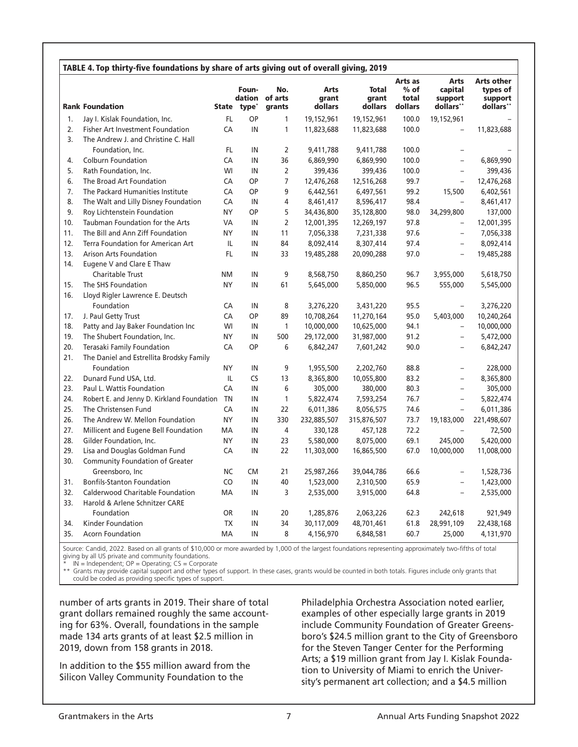### TABLE 4. Top thirty-five foundations by share of arts giving out of overall giving, 2019

| Rank | Foundation | State | Foundation type* | No. of arts grants | Arts grant dollars | Total grant dollars | Arts as % of total dollars | Arts capital support dollars** | Arts other types of support dollars** |
|---|---|---|---|---|---|---|---|---|---|
| 1. | Jay I. Kislak Foundation, Inc. | FL | OP | 1 | 19,152,961 | 19,152,961 | 100.0 | 19,152,961 | – |
| 2. | Fisher Art Investment Foundation | CA | IN | 1 | 11,823,688 | 11,823,688 | 100.0 | – | 11,823,688 |
| 3. | The Andrew J. and Christine C. Hall Foundation, Inc. | FL | IN | 2 | 9,411,788 | 9,411,788 | 100.0 | – | – |
| 4. | Colburn Foundation | CA | IN | 36 | 6,869,990 | 6,869,990 | 100.0 | – | 6,869,990 |
| 5. | Rath Foundation, Inc. | WI | IN | 2 | 399,436 | 399,436 | 100.0 | – | 399,436 |
| 6. | The Broad Art Foundation | CA | OP | 7 | 12,476,268 | 12,516,268 | 99.7 | – | 12,476,268 |
| 7. | The Packard Humanities Institute | CA | OP | 9 | 6,442,561 | 6,497,561 | 99.2 | 15,500 | 6,402,561 |
| 8. | The Walt and Lilly Disney Foundation | CA | IN | 4 | 8,461,417 | 8,596,417 | 98.4 | – | 8,461,417 |
| 9. | Roy Lichtenstein Foundation | NY | OP | 5 | 34,436,800 | 35,128,800 | 98.0 | 34,299,800 | 137,000 |
| 10. | Taubman Foundation for the Arts | VA | IN | 2 | 12,001,395 | 12,269,197 | 97.8 | – | 12,001,395 |
| 11. | The Bill and Ann Ziff Foundation | NY | IN | 11 | 7,056,338 | 7,231,338 | 97.6 | – | 7,056,338 |
| 12. | Terra Foundation for American Art | IL | IN | 84 | 8,092,414 | 8,307,414 | 97.4 | – | 8,092,414 |
| 13. | Arison Arts Foundation | FL | IN | 33 | 19,485,288 | 20,090,288 | 97.0 | – | 19,485,288 |
| 14. | Eugene V and Clare E Thaw Charitable Trust | NM | IN | 9 | 8,568,750 | 8,860,250 | 96.7 | 3,955,000 | 5,618,750 |
| 15. | The SHS Foundation | NY | IN | 61 | 5,645,000 | 5,850,000 | 96.5 | 555,000 | 5,545,000 |
| 16. | Lloyd Rigler Lawrence E. Deutsch Foundation | CA | IN | 8 | 3,276,220 | 3,431,220 | 95.5 | – | 3,276,220 |
| 17. | J. Paul Getty Trust | CA | OP | 89 | 10,708,264 | 11,270,164 | 95.0 | 5,403,000 | 10,240,264 |
| 18. | Patty and Jay Baker Foundation Inc | WI | IN | 1 | 10,000,000 | 10,625,000 | 94.1 | – | 10,000,000 |
| 19. | The Shubert Foundation, Inc. | NY | IN | 500 | 29,172,000 | 31,987,000 | 91.2 | – | 5,472,000 |
| 20. | Terasaki Family Foundation | CA | OP | 6 | 6,842,247 | 7,601,242 | 90.0 | – | 6,842,247 |
| 21. | The Daniel and Estrellita Brodsky Family Foundation | NY | IN | 9 | 1,955,500 | 2,202,760 | 88.8 | – | 228,000 |
| 22. | Dunard Fund USA, Ltd. | IL | CS | 13 | 8,365,800 | 10,055,800 | 83.2 | – | 8,365,800 |
| 23. | Paul L. Wattis Foundation | CA | IN | 6 | 305,000 | 380,000 | 80.3 | – | 305,000 |
| 24. | Robert E. and Jenny D. Kirkland Foundation | TN | IN | 1 | 5,822,474 | 7,593,254 | 76.7 | – | 5,822,474 |
| 25. | The Christensen Fund | CA | IN | 22 | 6,011,386 | 8,056,575 | 74.6 | – | 6,011,386 |
| 26. | The Andrew W. Mellon Foundation | NY | IN | 330 | 232,885,507 | 315,876,507 | 73.7 | 19,183,000 | 221,498,607 |
| 27. | Millicent and Eugene Bell Foundation | MA | IN | 4 | 330,128 | 457,128 | 72.2 | – | 72,500 |
| 28. | Gilder Foundation, Inc. | NY | IN | 23 | 5,580,000 | 8,075,000 | 69.1 | 245,000 | 5,420,000 |
| 29. | Lisa and Douglas Goldman Fund | CA | IN | 22 | 11,303,000 | 16,865,500 | 67.0 | 10,000,000 | 11,008,000 |
| 30. | Community Foundation of Greater Greensboro, Inc | NC | CM | 21 | 25,987,266 | 39,044,786 | 66.6 | – | 1,528,736 |
| 31. | Bonfils-Stanton Foundation | CO | IN | 40 | 1,523,000 | 2,310,500 | 65.9 | – | 1,423,000 |
| 32. | Calderwood Charitable Foundation | MA | IN | 3 | 2,535,000 | 3,915,000 | 64.8 | – | 2,535,000 |
| 33. | Harold & Arlene Schnitzer CARE Foundation | OR | IN | 20 | 1,285,876 | 2,063,226 | 62.3 | 242,618 | 921,949 |
| 34. | Kinder Foundation | TX | IN | 34 | 30,117,009 | 48,701,461 | 61.8 | 28,991,109 | 22,438,168 |
| 35. | Acorn Foundation | MA | IN | 8 | 4,156,970 | 6,848,581 | 60.7 | 25,000 | 4,131,970 |

Source: Candid, 2022. Based on all grants of $10,000 or more awarded by 1,000 of the largest foundations representing approximately two-fifths of total giving by all US private and community foundations.
* IN = Independent; OP = Operating; CS = Corporate
** Grants may provide capital support and other types of support. In these cases, grants would be counted in both totals. Figures include only grants that could be coded as providing specific types of support.

number of arts grants in 2019. Their share of total grant dollars remained roughly the same accounting for 63%. Overall, foundations in the sample made 134 arts grants of at least $2.5 million in 2019, down from 158 grants in 2018.

In addition to the $55 million award from the Silicon Valley Community Foundation to the Philadelphia Orchestra Association noted earlier, examples of other especially large grants in 2019 include Community Foundation of Greater Greensboro's $24.5 million grant to the City of Greensboro for the Steven Tanger Center for the Performing Arts; a $19 million grant from Jay I. Kislak Foundation to University of Miami to enrich the University's permanent art collection; and a $4.5 million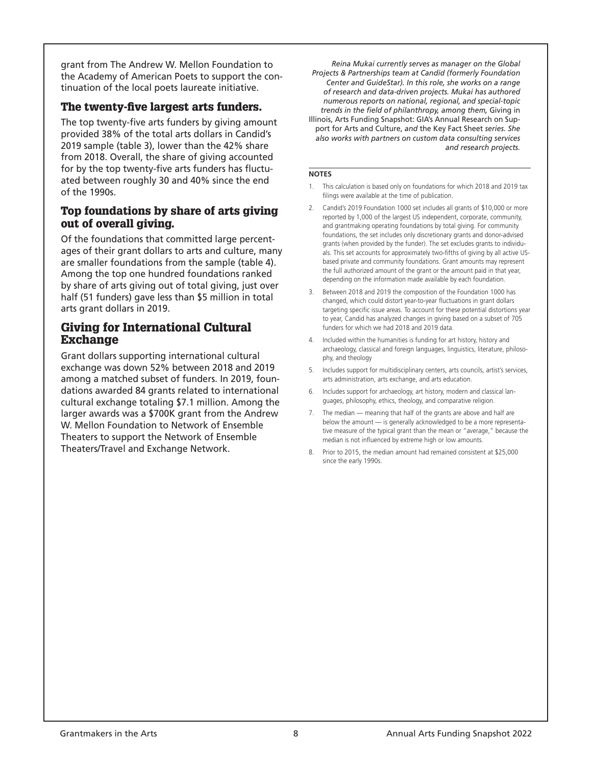grant from The Andrew W. Mellon Foundation to the Academy of American Poets to support the continuation of the local poets laureate initiative.

### The twenty-five largest arts funders.

The top twenty-five arts funders by giving amount provided 38% of the total arts dollars in Candid's 2019 sample (table 3), lower than the 42% share from 2018. Overall, the share of giving accounted for by the top twenty-five arts funders has fluctuated between roughly 30 and 40% since the end of the 1990s.

### Top foundations by share of arts giving out of overall giving.

Of the foundations that committed large percentages of their grant dollars to arts and culture, many are smaller foundations from the sample (table 4). Among the top one hundred foundations ranked by share of arts giving out of total giving, just over half (51 funders) gave less than $5 million in total arts grant dollars in 2019.

## Giving for International Cultural Exchange

Grant dollars supporting international cultural exchange was down 52% between 2018 and 2019 among a matched subset of funders. In 2019, foundations awarded 84 grants related to international cultural exchange totaling $7.1 million. Among the larger awards was a $700K grant from the Andrew W. Mellon Foundation to Network of Ensemble Theaters to support the Network of Ensemble Theaters/Travel and Exchange Network.

*Reina Mukai currently serves as manager on the Global Projects & Partnerships team at Candid (formerly Foundation Center and GuideStar). In this role, she works on a range of research and data-driven projects. Mukai has authored numerous reports on national, regional, and special-topic trends in the field of philanthropy, among them,* Giving in Illinois, Arts Funding Snapshot: GIA's Annual Research on Support for Arts and Culture, *and* the Key Fact Sheet *series. She also works with partners on custom data consulting services and research projects.*

**NOTES**

1. This calculation is based only on foundations for which 2018 and 2019 tax filings were available at the time of publication.
2. Candid's 2019 Foundation 1000 set includes all grants of $10,000 or more reported by 1,000 of the largest US independent, corporate, community, and grantmaking operating foundations by total giving. For community foundations, the set includes only discretionary grants and donor-advised grants (when provided by the funder). The set excludes grants to individuals. This set accounts for approximately two-fifths of giving by all active US-based private and community foundations. Grant amounts may represent the full authorized amount of the grant or the amount paid in that year, depending on the information made available by each foundation.
3. Between 2018 and 2019 the composition of the Foundation 1000 has changed, which could distort year-to-year fluctuations in grant dollars targeting specific issue areas. To account for these potential distortions year to year, Candid has analyzed changes in giving based on a subset of 705 funders for which we had 2018 and 2019 data.
4. Included within the humanities is funding for art history, history and archaeology, classical and foreign languages, linguistics, literature, philosophy, and theology
5. Includes support for multidisciplinary centers, arts councils, artist's services, arts administration, arts exchange, and arts education.
6. Includes support for archaeology, art history, modern and classical languages, philosophy, ethics, theology, and comparative religion.
7. The median — meaning that half of the grants are above and half are below the amount — is generally acknowledged to be a more representative measure of the typical grant than the mean or "average," because the median is not influenced by extreme high or low amounts.
8. Prior to 2015, the median amount had remained consistent at $25,000 since the early 1990s.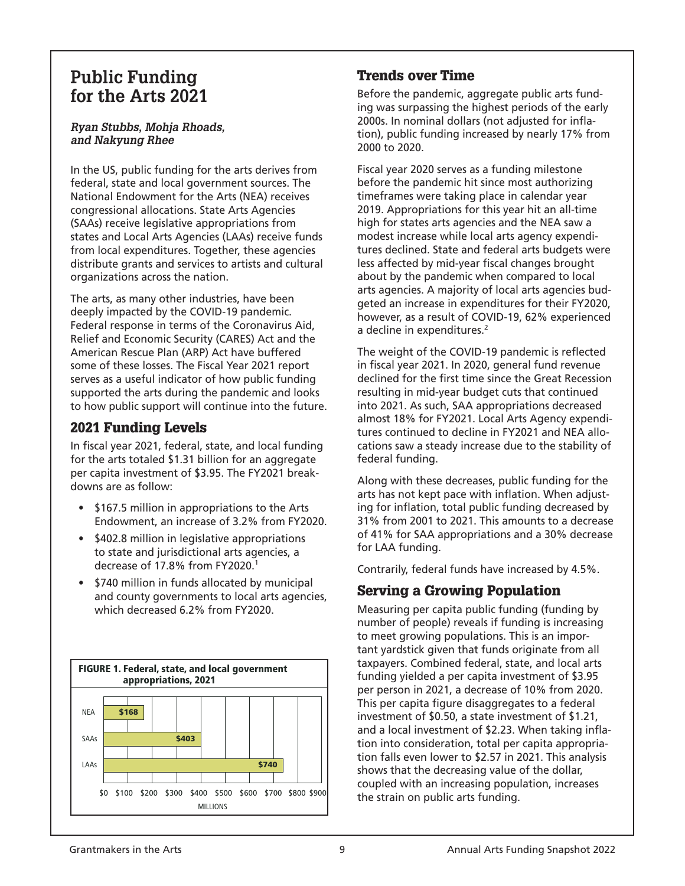# Public Funding for the Arts 2021

*Ryan Stubbs, Mohja Rhoads, and Nakyung Rhee*

In the US, public funding for the arts derives from federal, state and local government sources. The National Endowment for the Arts (NEA) receives congressional allocations. State Arts Agencies (SAAs) receive legislative appropriations from states and Local Arts Agencies (LAAs) receive funds from local expenditures. Together, these agencies distribute grants and services to artists and cultural organizations across the nation.

The arts, as many other industries, have been deeply impacted by the COVID-19 pandemic. Federal response in terms of the Coronavirus Aid, Relief and Economic Security (CARES) Act and the American Rescue Plan (ARP) Act have buffered some of these losses. The Fiscal Year 2021 report serves as a useful indicator of how public funding supported the arts during the pandemic and looks to how public support will continue into the future.

## 2021 Funding Levels

In fiscal year 2021, federal, state, and local funding for the arts totaled $1.31 billion for an aggregate per capita investment of $3.95. The FY2021 breakdowns are as follow:

- $167.5 million in appropriations to the Arts Endowment, an increase of 3.2% from FY2020.
- $402.8 million in legislative appropriations to state and jurisdictional arts agencies, a decrease of 17.8% from FY2020.[1]
- $740 million in funds allocated by municipal and county governments to local arts agencies, which decreased 6.2% from FY2020.

**FIGURE 1. Federal, state, and local government appropriations, 2021**

| | Millions |
|---|---|
| NEA | $168 |
| SAAs | $403 |
| LAAs | $740 |

## Trends over Time

Before the pandemic, aggregate public arts funding was surpassing the highest periods of the early 2000s. In nominal dollars (not adjusted for inflation), public funding increased by nearly 17% from 2000 to 2020.

Fiscal year 2020 serves as a funding milestone before the pandemic hit since most authorizing timeframes were taking place in calendar year 2019. Appropriations for this year hit an all-time high for states arts agencies and the NEA saw a modest increase while local arts agency expenditures declined. State and federal arts budgets were less affected by mid-year fiscal changes brought about by the pandemic when compared to local arts agencies. A majority of local arts agencies budgeted an increase in expenditures for their FY2020, however, as a result of COVID-19, 62% experienced a decline in expenditures.[2]

The weight of the COVID-19 pandemic is reflected in fiscal year 2021. In 2020, general fund revenue declined for the first time since the Great Recession resulting in mid-year budget cuts that continued into 2021. As such, SAA appropriations decreased almost 18% for FY2021. Local Arts Agency expenditures continued to decline in FY2021 and NEA allocations saw a steady increase due to the stability of federal funding.

Along with these decreases, public funding for the arts has not kept pace with inflation. When adjusting for inflation, total public funding decreased by 31% from 2001 to 2021. This amounts to a decrease of 41% for SAA appropriations and a 30% decrease for LAA funding.

Contrarily, federal funds have increased by 4.5%.

## Serving a Growing Population

Measuring per capita public funding (funding by number of people) reveals if funding is increasing to meet growing populations. This is an important yardstick given that funds originate from all taxpayers. Combined federal, state, and local arts funding yielded a per capita investment of $3.95 per person in 2021, a decrease of 10% from 2020. This per capita figure disaggregates to a federal investment of $0.50, a state investment of $1.21, and a local investment of $2.23. When taking inflation into consideration, total per capita appropriation falls even lower to $2.57 in 2021. This analysis shows that the decreasing value of the dollar, coupled with an increasing population, increases the strain on public arts funding.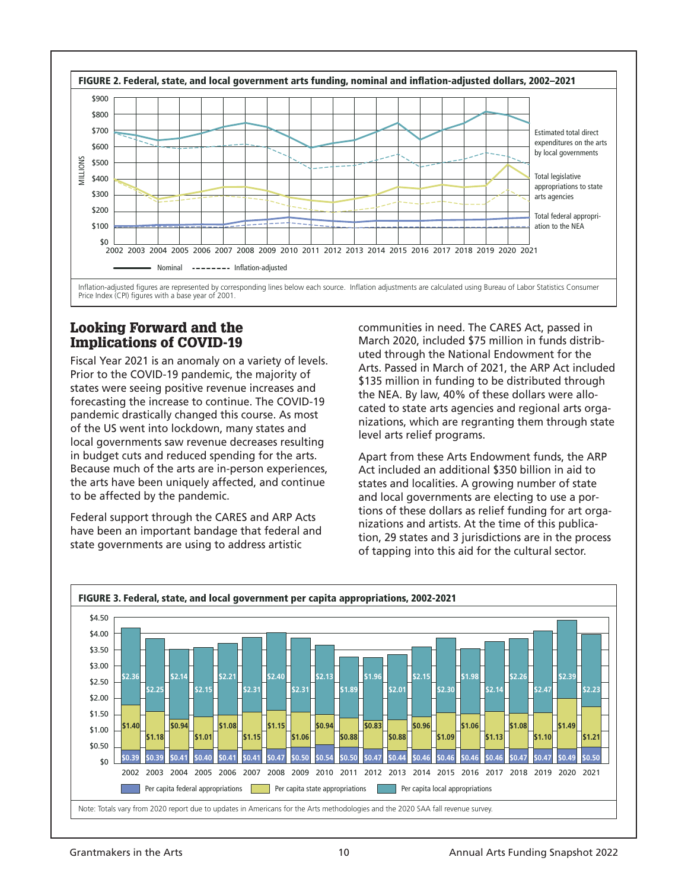**FIGURE 2. Federal, state, and local government arts funding, nominal and inflation-adjusted dollars, 2002–2021**

Estimated total direct expenditures on the arts by local governments

Total legislative appropriations to state arts agencies

Total federal appropriation to the NEA

Nominal - - - - - - - Inflation-adjusted

Inflation-adjusted figures are represented by corresponding lines below each source. Inflation adjustments are calculated using Bureau of Labor Statistics Consumer Price Index (CPI) figures with a base year of 2001.

## Looking Forward and the Implications of COVID-19

Fiscal Year 2021 is an anomaly on a variety of levels. Prior to the COVID-19 pandemic, the majority of states were seeing positive revenue increases and forecasting the increase to continue. The COVID-19 pandemic drastically changed this course. As most of the US went into lockdown, many states and local governments saw revenue decreases resulting in budget cuts and reduced spending for the arts. Because much of the arts are in-person experiences, the arts have been uniquely affected, and continue to be affected by the pandemic.

Federal support through the CARES and ARP Acts have been an important bandage that federal and state governments are using to address artistic communities in need. The CARES Act, passed in March 2020, included $75 million in funds distributed through the National Endowment for the Arts. Passed in March of 2021, the ARP Act included $135 million in funding to be distributed through the NEA. By law, 40% of these dollars were allocated to state arts agencies and regional arts organizations, which are regranting them through state level arts relief programs.

Apart from these Arts Endowment funds, the ARP Act included an additional $350 billion in aid to states and localities. A growing number of state and local governments are electing to use a portions of these dollars as relief funding for art organizations and artists. At the time of this publication, 29 states and 3 jurisdictions are in the process of tapping into this aid for the cultural sector.

**FIGURE 3. Federal, state, and local government per capita appropriations, 2002-2021**

| Year | Per capita federal appropriations | Per capita state appropriations | Per capita local appropriations |
|---|---|---|---|
| 2002 | $0.39 | $1.40 | $2.36 |
| 2003 | $0.39 | $1.18 | $2.25 |
| 2004 | $0.41 | $0.94 | $2.14 |
| 2005 | $0.40 | $1.01 | $2.15 |
| 2006 | $0.41 | $1.08 | $2.21 |
| 2007 | $0.41 | $1.15 | $2.31 |
| 2008 | $0.47 | $1.15 | $2.40 |
| 2009 | $0.50 | $1.06 | $2.31 |
| 2010 | $0.54 | $0.94 | $2.13 |
| 2011 | $0.50 | $0.88 | $1.89 |
| 2012 | $0.47 | $0.83 | $1.96 |
| 2013 | $0.44 | $0.88 | $2.01 |
| 2014 | $0.46 | $0.96 | $2.15 |
| 2015 | $0.46 | $1.09 | $2.30 |
| 2016 | $0.46 | $1.06 | $1.98 |
| 2017 | $0.46 | $1.13 | $2.14 |
| 2018 | $0.47 | $1.08 | $2.26 |
| 2019 | $0.47 | $1.10 | $2.47 |
| 2020 | $0.49 | $1.49 | $2.39 |
| 2021 | $0.50 | $1.21 | $2.23 |

Note: Totals vary from 2020 report due to updates in Americans for the Arts methodologies and the 2020 SAA fall revenue survey.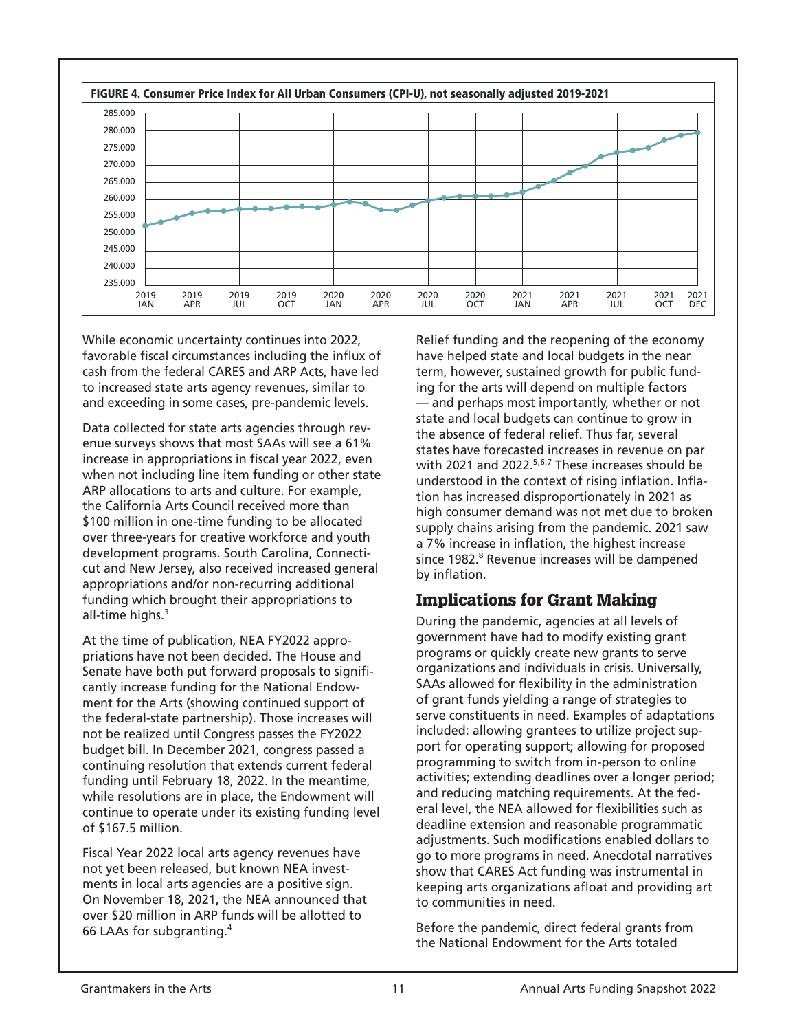**FIGURE 4. Consumer Price Index for All Urban Consumers (CPI-U), not seasonally adjusted 2019-2021**

While economic uncertainty continues into 2022, favorable fiscal circumstances including the influx of cash from the federal CARES and ARP Acts, have led to increased state arts agency revenues, similar to and exceeding in some cases, pre-pandemic levels.

Data collected for state arts agencies through revenue surveys shows that most SAAs will see a 61% increase in appropriations in fiscal year 2022, even when not including line item funding or other state ARP allocations to arts and culture. For example, the California Arts Council received more than $100 million in one-time funding to be allocated over three-years for creative workforce and youth development programs. South Carolina, Connecticut and New Jersey, also received increased general appropriations and/or non-recurring additional funding which brought their appropriations to all-time highs.[3]

At the time of publication, NEA FY2022 appropriations have not been decided. The House and Senate have both put forward proposals to significantly increase funding for the National Endowment for the Arts (showing continued support of the federal-state partnership). Those increases will not be realized until Congress passes the FY2022 budget bill. In December 2021, congress passed a continuing resolution that extends current federal funding until February 18, 2022. In the meantime, while resolutions are in place, the Endowment will continue to operate under its existing funding level of $167.5 million.

Fiscal Year 2022 local arts agency revenues have not yet been released, but known NEA investments in local arts agencies are a positive sign. On November 18, 2021, the NEA announced that over $20 million in ARP funds will be allotted to 66 LAAs for subgranting.[4]

Relief funding and the reopening of the economy have helped state and local budgets in the near term, however, sustained growth for public funding for the arts will depend on multiple factors — and perhaps most importantly, whether or not state and local budgets can continue to grow in the absence of federal relief. Thus far, several states have forecasted increases in revenue on par with 2021 and 2022.[5,6,7] These increases should be understood in the context of rising inflation. Inflation has increased disproportionately in 2021 as high consumer demand was not met due to broken supply chains arising from the pandemic. 2021 saw a 7% increase in inflation, the highest increase since 1982.[8] Revenue increases will be dampened by inflation.

## Implications for Grant Making

During the pandemic, agencies at all levels of government have had to modify existing grant programs or quickly create new grants to serve organizations and individuals in crisis. Universally, SAAs allowed for flexibility in the administration of grant funds yielding a range of strategies to serve constituents in need. Examples of adaptations included: allowing grantees to utilize project support for operating support; allowing for proposed programming to switch from in-person to online activities; extending deadlines over a longer period; and reducing matching requirements. At the federal level, the NEA allowed for flexibilities such as deadline extension and reasonable programmatic adjustments. Such modifications enabled dollars to go to more programs in need. Anecdotal narratives show that CARES Act funding was instrumental in keeping arts organizations afloat and providing art to communities in need.

Before the pandemic, direct federal grants from the National Endowment for the Arts totaled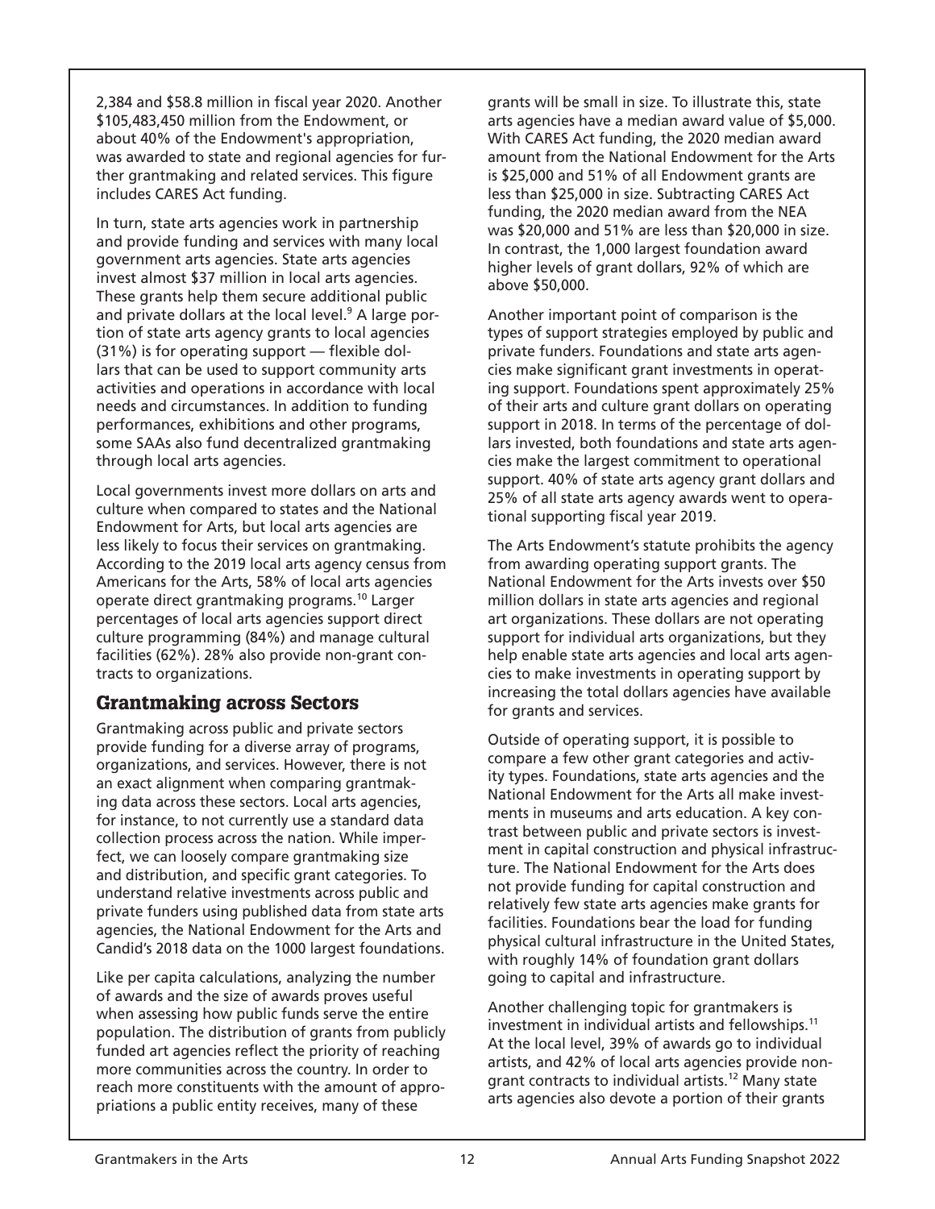2,384 and $58.8 million in fiscal year 2020. Another $105,483,450 million from the Endowment, or about 40% of the Endowment's appropriation, was awarded to state and regional agencies for further grantmaking and related services. This figure includes CARES Act funding.

In turn, state arts agencies work in partnership and provide funding and services with many local government arts agencies. State arts agencies invest almost $37 million in local arts agencies. These grants help them secure additional public and private dollars at the local level.[9] A large portion of state arts agency grants to local agencies (31%) is for operating support — flexible dollars that can be used to support community arts activities and operations in accordance with local needs and circumstances. In addition to funding performances, exhibitions and other programs, some SAAs also fund decentralized grantmaking through local arts agencies.

Local governments invest more dollars on arts and culture when compared to states and the National Endowment for Arts, but local arts agencies are less likely to focus their services on grantmaking. According to the 2019 local arts agency census from Americans for the Arts, 58% of local arts agencies operate direct grantmaking programs.[10] Larger percentages of local arts agencies support direct culture programming (84%) and manage cultural facilities (62%). 28% also provide non-grant contracts to organizations.

## Grantmaking across Sectors

Grantmaking across public and private sectors provide funding for a diverse array of programs, organizations, and services. However, there is not an exact alignment when comparing grantmaking data across these sectors. Local arts agencies, for instance, to not currently use a standard data collection process across the nation. While imperfect, we can loosely compare grantmaking size and distribution, and specific grant categories. To understand relative investments across public and private funders using published data from state arts agencies, the National Endowment for the Arts and Candid's 2018 data on the 1000 largest foundations.

Like per capita calculations, analyzing the number of awards and the size of awards proves useful when assessing how public funds serve the entire population. The distribution of grants from publicly funded art agencies reflect the priority of reaching more communities across the country. In order to reach more constituents with the amount of appropriations a public entity receives, many of these grants will be small in size. To illustrate this, state arts agencies have a median award value of $5,000. With CARES Act funding, the 2020 median award amount from the National Endowment for the Arts is $25,000 and 51% of all Endowment grants are less than $25,000 in size. Subtracting CARES Act funding, the 2020 median award from the NEA was $20,000 and 51% are less than $20,000 in size. In contrast, the 1,000 largest foundation award higher levels of grant dollars, 92% of which are above $50,000.

Another important point of comparison is the types of support strategies employed by public and private funders. Foundations and state arts agencies make significant grant investments in operating support. Foundations spent approximately 25% of their arts and culture grant dollars on operating support in 2018. In terms of the percentage of dollars invested, both foundations and state arts agencies make the largest commitment to operational support. 40% of state arts agency grant dollars and 25% of all state arts agency awards went to operational supporting fiscal year 2019.

The Arts Endowment's statute prohibits the agency from awarding operating support grants. The National Endowment for the Arts invests over $50 million dollars in state arts agencies and regional art organizations. These dollars are not operating support for individual arts organizations, but they help enable state arts agencies and local arts agencies to make investments in operating support by increasing the total dollars agencies have available for grants and services.

Outside of operating support, it is possible to compare a few other grant categories and activity types. Foundations, state arts agencies and the National Endowment for the Arts all make investments in museums and arts education. A key contrast between public and private sectors is investment in capital construction and physical infrastructure. The National Endowment for the Arts does not provide funding for capital construction and relatively few state arts agencies make grants for facilities. Foundations bear the load for funding physical cultural infrastructure in the United States, with roughly 14% of foundation grant dollars going to capital and infrastructure.

Another challenging topic for grantmakers is investment in individual artists and fellowships.[11] At the local level, 39% of awards go to individual artists, and 42% of local arts agencies provide non-grant contracts to individual artists.[12] Many state arts agencies also devote a portion of their grants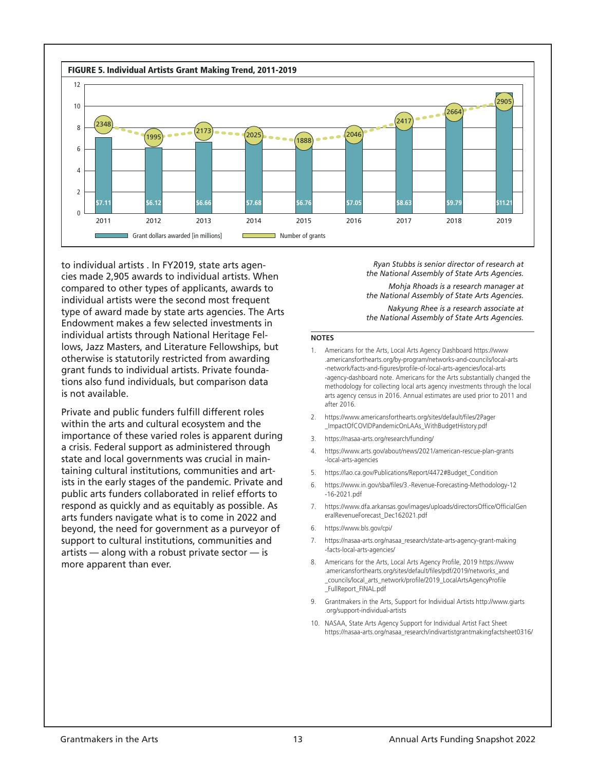**FIGURE 5. Individual Artists Grant Making Trend, 2011-2019**

| Year | Grant dollars awarded [in millions] | Number of grants |
|---|---|---|
| 2011 | $7.11 | 2348 |
| 2012 | $6.12 | 1995 |
| 2013 | $6.66 | 2173 |
| 2014 | $7.68 | 2025 |
| 2015 | $6.76 | 1888 |
| 2016 | $7.05 | 2046 |
| 2017 | $8.63 | 2417 |
| 2018 | $9.79 | 2664 |
| 2019 | $11.21 | 2905 |

to individual artists . In FY2019, state arts agencies made 2,905 awards to individual artists. When compared to other types of applicants, awards to individual artists were the second most frequent type of award made by state arts agencies. The Arts Endowment makes a few selected investments in individual artists through National Heritage Fellows, Jazz Masters, and Literature Fellowships, but otherwise is statutorily restricted from awarding grant funds to individual artists. Private foundations also fund individuals, but comparison data is not available.

Private and public funders fulfill different roles within the arts and cultural ecosystem and the importance of these varied roles is apparent during a crisis. Federal support as administered through state and local governments was crucial in maintaining cultural institutions, communities and artists in the early stages of the pandemic. Private and public arts funders collaborated in relief efforts to respond as quickly and as equitably as possible. As arts funders navigate what is to come in 2022 and beyond, the need for government as a purveyor of support to cultural institutions, communities and artists — along with a robust private sector — is more apparent than ever.

*Ryan Stubbs is senior director of research at the National Assembly of State Arts Agencies.*

*Mohja Rhoads is a research manager at the National Assembly of State Arts Agencies.*

*Nakyung Rhee is a research associate at the National Assembly of State Arts Agencies.*

**NOTES**

1. Americans for the Arts, Local Arts Agency Dashboard https://www.americansforthearts.org/by-program/networks-and-councils/local-arts-network/facts-and-figures/profile-of-local-arts-agencies/local-arts-agency-dashboard note. Americans for the Arts substantially changed the methodology for collecting local arts agency investments through the local arts agency census in 2016. Annual estimates are used prior to 2011 and after 2016.
2. https://www.americansforthearts.org/sites/default/files/2Pager_ImpactOfCOVIDPandemicOnLAAs_WithBudgetHistory.pdf
3. https://nasaa-arts.org/research/funding/
4. https://www.arts.gov/about/news/2021/american-rescue-plan-grants-local-arts-agencies
5. https://lao.ca.gov/Publications/Report/4472#Budget_Condition
6. https://www.in.gov/sba/files/3.-Revenue-Forecasting-Methodology-12-16-2021.pdf
7. https://www.dfa.arkansas.gov/images/uploads/directorsOffice/OfficialGeneralRevenueForecast_Dec162021.pdf
6. https://www.bls.gov/cpi/
7. https://nasaa-arts.org/nasaa_research/state-arts-agency-grant-making-facts-local-arts-agencies/
8. Americans for the Arts, Local Arts Agency Profile, 2019 https://www.americansforthearts.org/sites/default/files/pdf/2019/networks_and_councils/local_arts_network/profile/2019_LocalArtsAgencyProfile_FullReport_FINAL.pdf
9. Grantmakers in the Arts, Support for Individual Artists http://www.giarts.org/support-individual-artists
10. NASAA, State Arts Agency Support for Individual Artist Fact Sheet https://nasaa-arts.org/nasaa_research/indivartistgrantmakingfactsheet0316/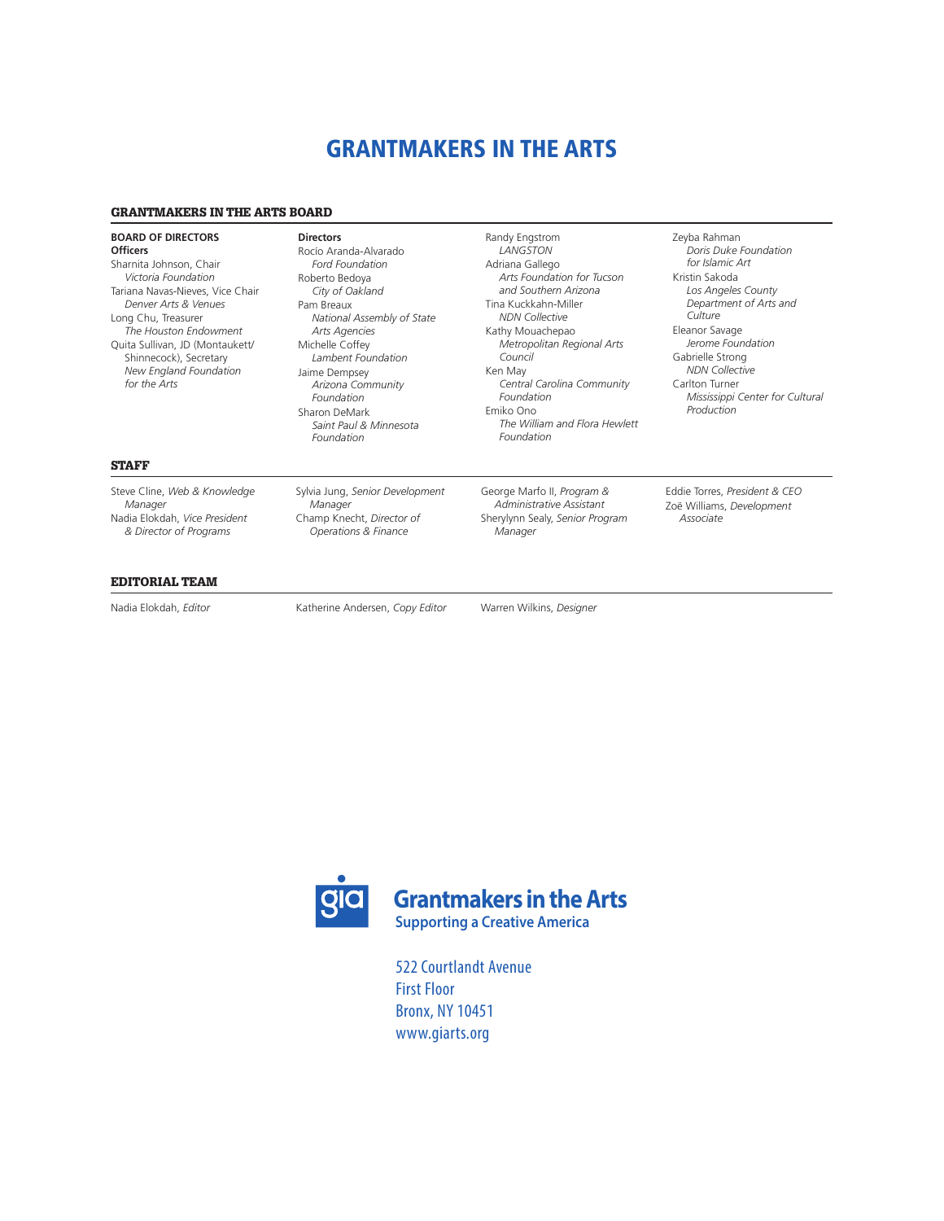# GRANTMAKERS IN THE ARTS

## GRANTMAKERS IN THE ARTS BOARD

**BOARD OF DIRECTORS**

**Officers**

Sharnita Johnson, Chair
*Victoria Foundation*

Tariana Navas-Nieves, Vice Chair
*Denver Arts & Venues*

Long Chu, Treasurer
*The Houston Endowment*

Quita Sullivan, JD (Montaukett/Shinnecock), Secretary
*New England Foundation for the Arts*

**Directors**

Rocío Aranda-Alvarado
*Ford Foundation*

Roberto Bedoya
*City of Oakland*

Pam Breaux
*National Assembly of State Arts Agencies*

Michelle Coffey
*Lambent Foundation*

Jaime Dempsey
*Arizona Community Foundation*

Sharon DeMark
*Saint Paul & Minnesota Foundation*

Randy Engstrom
*LANGSTON*

Adriana Gallego
*Arts Foundation for Tucson and Southern Arizona*

Tina Kuckkahn-Miller
*NDN Collective*

Kathy Mouachepao
*Metropolitan Regional Arts Council*

Ken May
*Central Carolina Community Foundation*

Emiko Ono
*The William and Flora Hewlett Foundation*

Zeyba Rahman
*Doris Duke Foundation for Islamic Art*

Kristin Sakoda
*Los Angeles County Department of Arts and Culture*

Eleanor Savage
*Jerome Foundation*

Gabrielle Strong
*NDN Collective*

Carlton Turner
*Mississippi Center for Cultural Production*

## STAFF

Steve Cline, *Web & Knowledge Manager*

Nadia Elokdah, *Vice President & Director of Programs*

Sylvia Jung, *Senior Development Manager*

Champ Knecht, *Director of Operations & Finance*

George Marfo II, *Program & Administrative Assistant*

Sherylynn Sealy, *Senior Program Manager*

Eddie Torres, *President & CEO*

Zoë Williams, *Development Associate*

## EDITORIAL TEAM

Nadia Elokdah, *Editor*

Katherine Andersen, *Copy Editor*

Warren Wilkins, *Designer*

gia **Grantmakers in the Arts**
**Supporting a Creative America**

522 Courtlandt Avenue
First Floor
Bronx, NY 10451
www.giarts.org